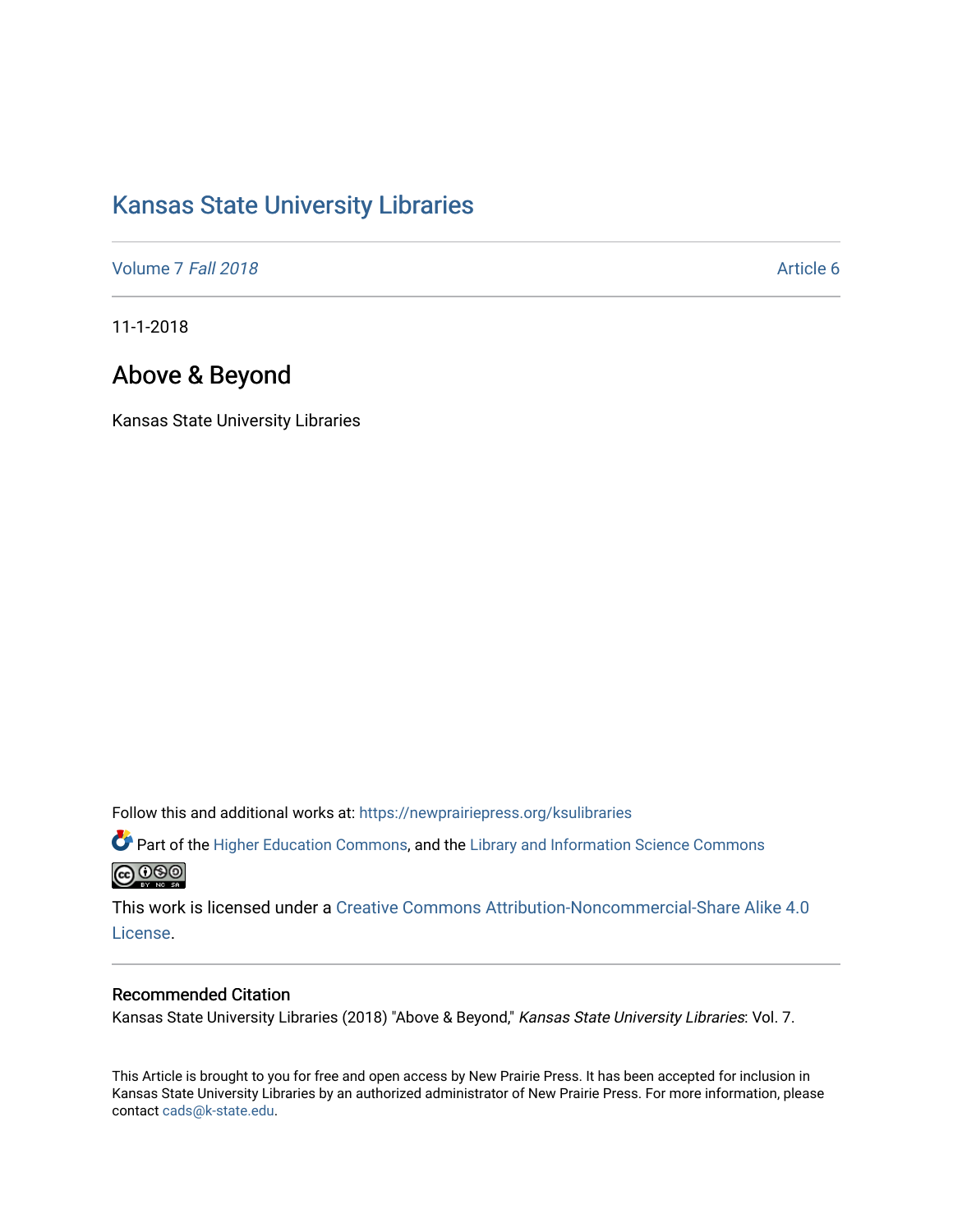# Kansas State University Libraries

Volume 7 *Fall 2018* Article 6

11-1-2018

## Above & Beyond

Kansas State University Libraries

Follow this and additional works at: https://newprairiepress.org/ksulibraries

Part of the Higher Education Commons, and the Library and Information Science Commons

This work is licensed under a Creative Commons Attribution-Noncommercial-Share Alike 4.0 License.

### Recommended Citation

Kansas State University Libraries (2018) "Above & Beyond," *Kansas State University Libraries*: Vol. 7.

This Article is brought to you for free and open access by New Prairie Press. It has been accepted for inclusion in Kansas State University Libraries by an authorized administrator of New Prairie Press. For more information, please contact cads@k-state.edu.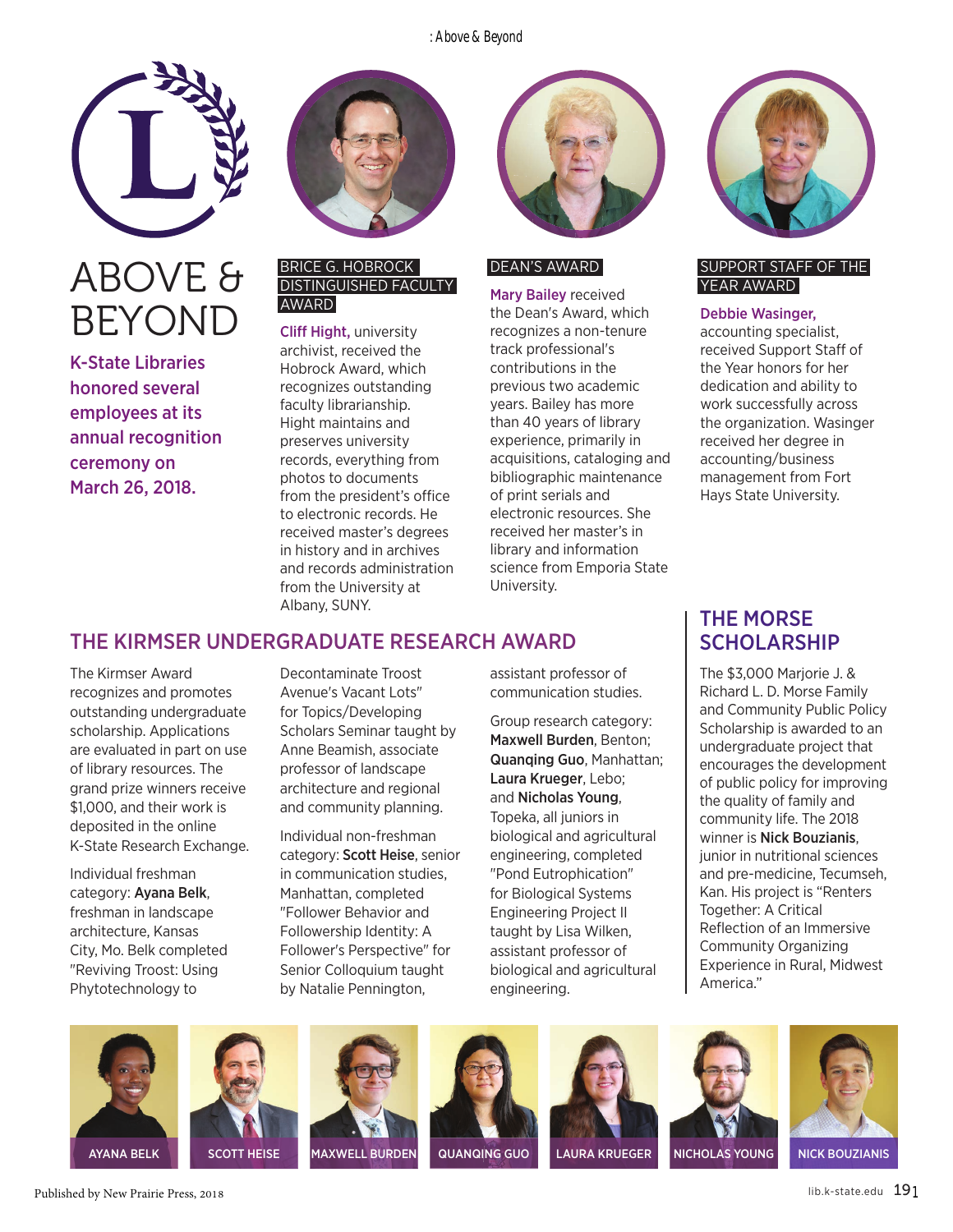# ABOVE & BEYOND

**K-State Libraries honored several employees at its annual recognition ceremony on March 26, 2018.**

## BRICE G. HOBROCK DISTINGUISHED FACULTY AWARD

**Cliff Hight,** university archivist, received the Hobrock Award, which recognizes outstanding faculty librarianship. Hight maintains and preserves university records, everything from photos to documents from the president's office to electronic records. He received master's degrees in history and in archives and records administration from the University at Albany, SUNY.

## DEAN'S AWARD

**Mary Bailey** received the Dean's Award, which recognizes a non-tenure track professional's contributions in the previous two academic years. Bailey has more than 40 years of library experience, primarily in acquisitions, cataloging and bibliographic maintenance of print serials and electronic resources. She received her master's in library and information science from Emporia State University.

## SUPPORT STAFF OF THE YEAR AWARD

**Debbie Wasinger,** accounting specialist, received Support Staff of the Year honors for her dedication and ability to work successfully across the organization. Wasinger received her degree in accounting/business management from Fort Hays State University.

## THE KIRMSER UNDERGRADUATE RESEARCH AWARD

The Kirmser Award recognizes and promotes outstanding undergraduate scholarship. Applications are evaluated in part on use of library resources. The grand prize winners receive $1,000, and their work is deposited in the online K-State Research Exchange.

Individual freshman category: **Ayana Belk**, freshman in landscape architecture, Kansas City, Mo. Belk completed "Reviving Troost: Using Phytotechnology to Decontaminate Troost Avenue's Vacant Lots" for Topics/Developing Scholars Seminar taught by Anne Beamish, associate professor of landscape architecture and regional and community planning.

Individual non-freshman category: **Scott Heise**, senior in communication studies, Manhattan, completed "Follower Behavior and Followership Identity: A Follower's Perspective" for Senior Colloquium taught by Natalie Pennington, assistant professor of communication studies.

Group research category: **Maxwell Burden**, Benton; **Quanqing Guo**, Manhattan; **Laura Krueger**, Lebo; and **Nicholas Young**, Topeka, all juniors in biological and agricultural engineering, completed "Pond Eutrophication" for Biological Systems Engineering Project II taught by Lisa Wilken, assistant professor of biological and agricultural engineering.

## THE MORSE SCHOLARSHIP

The $3,000 Marjorie J. & Richard L. D. Morse Family and Community Public Policy Scholarship is awarded to an undergraduate project that encourages the development of public policy for improving the quality of family and community life. The 2018 winner is **Nick Bouzianis**, junior in nutritional sciences and pre-medicine, Tecumseh, Kan. His project is "Renters Together: A Critical Reflection of an Immersive Community Organizing Experience in Rural, Midwest America."

AYANA BELK | SCOTT HEISE | MAXWELL BURDEN | QUANQING GUO | LAURA KRUEGER | NICHOLAS YOUNG | NICK BOUZIANIS